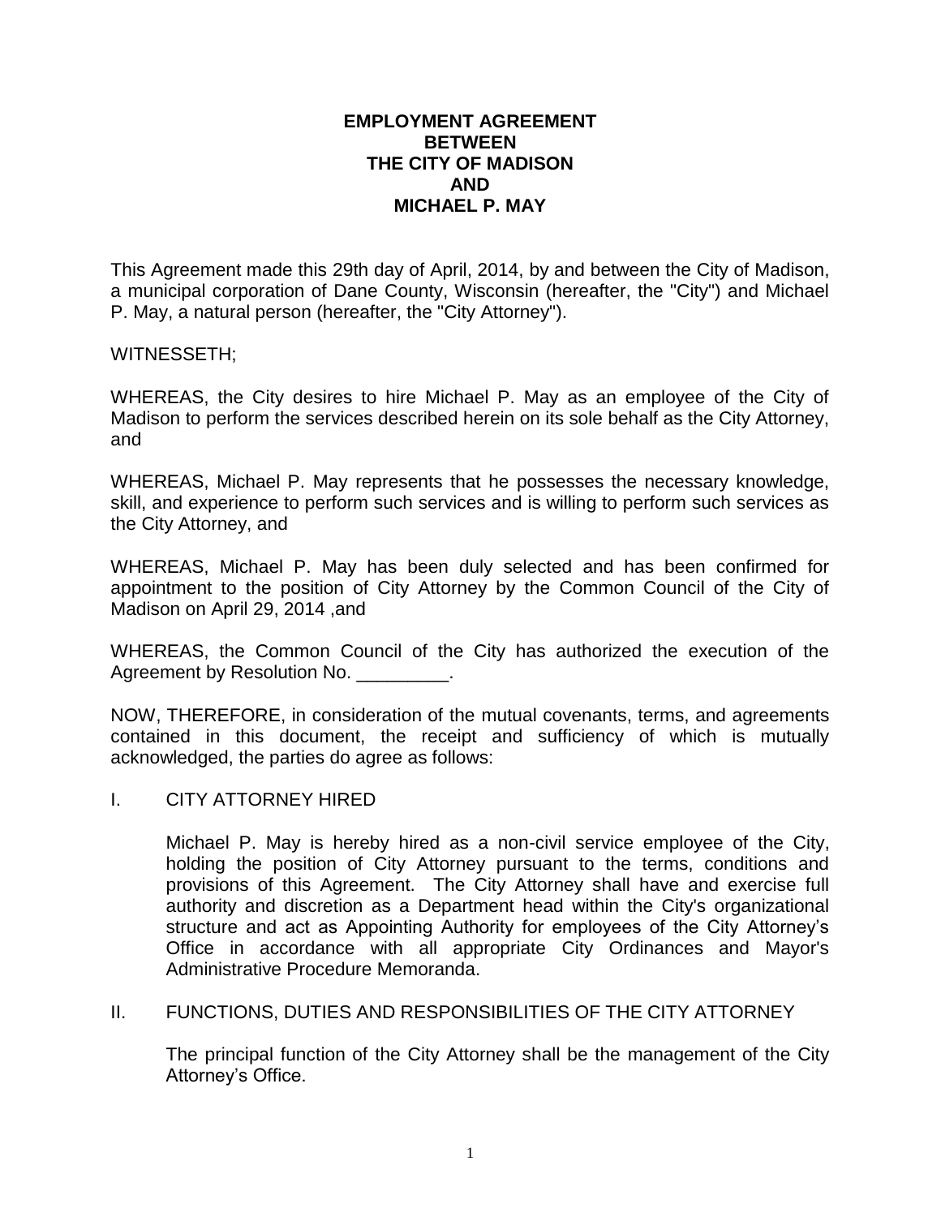# EMPLOYMENT AGREEMENT BETWEEN THE CITY OF MADISON AND MICHAEL P. MAY

This Agreement made this 29th day of April, 2014, by and between the City of Madison, a municipal corporation of Dane County, Wisconsin (hereafter, the "City") and Michael P. May, a natural person (hereafter, the "City Attorney").

WITNESSETH;

WHEREAS, the City desires to hire Michael P. May as an employee of the City of Madison to perform the services described herein on its sole behalf as the City Attorney, and

WHEREAS, Michael P. May represents that he possesses the necessary knowledge, skill, and experience to perform such services and is willing to perform such services as the City Attorney, and

WHEREAS, Michael P. May has been duly selected and has been confirmed for appointment to the position of City Attorney by the Common Council of the City of Madison on April 29, 2014 ,and

WHEREAS, the Common Council of the City has authorized the execution of the Agreement by Resolution No. _________.

NOW, THEREFORE, in consideration of the mutual covenants, terms, and agreements contained in this document, the receipt and sufficiency of which is mutually acknowledged, the parties do agree as follows:

## I. CITY ATTORNEY HIRED

Michael P. May is hereby hired as a non-civil service employee of the City, holding the position of City Attorney pursuant to the terms, conditions and provisions of this Agreement. The City Attorney shall have and exercise full authority and discretion as a Department head within the City's organizational structure and act as Appointing Authority for employees of the City Attorney's Office in accordance with all appropriate City Ordinances and Mayor's Administrative Procedure Memoranda.

## II. FUNCTIONS, DUTIES AND RESPONSIBILITIES OF THE CITY ATTORNEY

The principal function of the City Attorney shall be the management of the City Attorney's Office.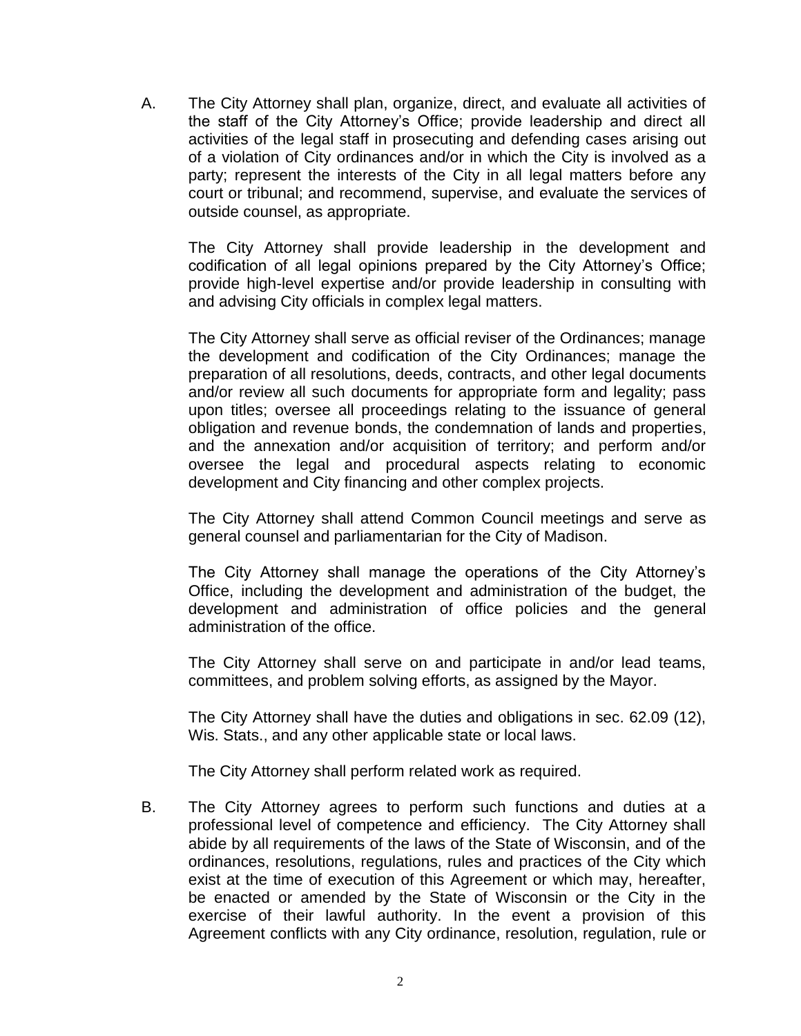A. The City Attorney shall plan, organize, direct, and evaluate all activities of the staff of the City Attorney's Office; provide leadership and direct all activities of the legal staff in prosecuting and defending cases arising out of a violation of City ordinances and/or in which the City is involved as a party; represent the interests of the City in all legal matters before any court or tribunal; and recommend, supervise, and evaluate the services of outside counsel, as appropriate.

   The City Attorney shall provide leadership in the development and codification of all legal opinions prepared by the City Attorney's Office; provide high-level expertise and/or provide leadership in consulting with and advising City officials in complex legal matters.

   The City Attorney shall serve as official reviser of the Ordinances; manage the development and codification of the City Ordinances; manage the preparation of all resolutions, deeds, contracts, and other legal documents and/or review all such documents for appropriate form and legality; pass upon titles; oversee all proceedings relating to the issuance of general obligation and revenue bonds, the condemnation of lands and properties, and the annexation and/or acquisition of territory; and perform and/or oversee the legal and procedural aspects relating to economic development and City financing and other complex projects.

   The City Attorney shall attend Common Council meetings and serve as general counsel and parliamentarian for the City of Madison.

   The City Attorney shall manage the operations of the City Attorney's Office, including the development and administration of the budget, the development and administration of office policies and the general administration of the office.

   The City Attorney shall serve on and participate in and/or lead teams, committees, and problem solving efforts, as assigned by the Mayor.

   The City Attorney shall have the duties and obligations in sec. 62.09 (12), Wis. Stats., and any other applicable state or local laws.

   The City Attorney shall perform related work as required.

B. The City Attorney agrees to perform such functions and duties at a professional level of competence and efficiency. The City Attorney shall abide by all requirements of the laws of the State of Wisconsin, and of the ordinances, resolutions, regulations, rules and practices of the City which exist at the time of execution of this Agreement or which may, hereafter, be enacted or amended by the State of Wisconsin or the City in the exercise of their lawful authority. In the event a provision of this Agreement conflicts with any City ordinance, resolution, regulation, rule or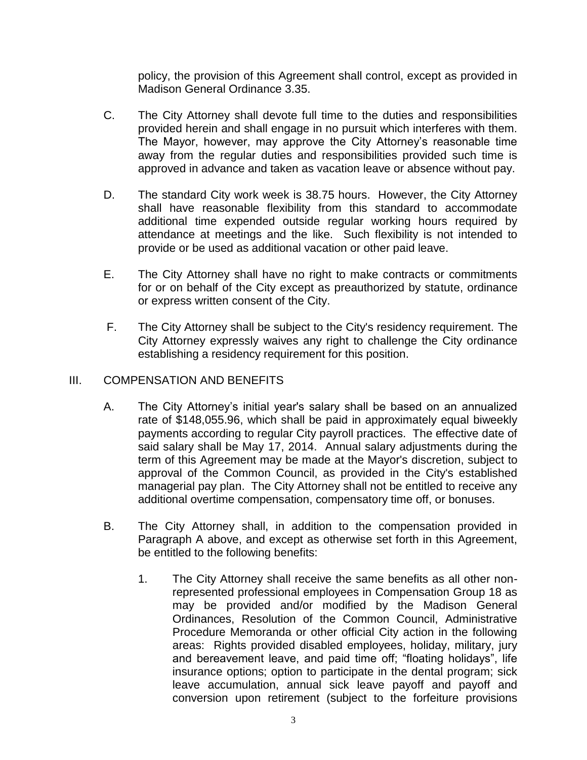policy, the provision of this Agreement shall control, except as provided in Madison General Ordinance 3.35.

C. The City Attorney shall devote full time to the duties and responsibilities provided herein and shall engage in no pursuit which interferes with them. The Mayor, however, may approve the City Attorney's reasonable time away from the regular duties and responsibilities provided such time is approved in advance and taken as vacation leave or absence without pay.

D. The standard City work week is 38.75 hours. However, the City Attorney shall have reasonable flexibility from this standard to accommodate additional time expended outside regular working hours required by attendance at meetings and the like. Such flexibility is not intended to provide or be used as additional vacation or other paid leave.

E. The City Attorney shall have no right to make contracts or commitments for or on behalf of the City except as preauthorized by statute, ordinance or express written consent of the City.

F. The City Attorney shall be subject to the City's residency requirement. The City Attorney expressly waives any right to challenge the City ordinance establishing a residency requirement for this position.

## III. COMPENSATION AND BENEFITS

A. The City Attorney's initial year's salary shall be based on an annualized rate of $148,055.96, which shall be paid in approximately equal biweekly payments according to regular City payroll practices. The effective date of said salary shall be May 17, 2014. Annual salary adjustments during the term of this Agreement may be made at the Mayor's discretion, subject to approval of the Common Council, as provided in the City's established managerial pay plan. The City Attorney shall not be entitled to receive any additional overtime compensation, compensatory time off, or bonuses.

B. The City Attorney shall, in addition to the compensation provided in Paragraph A above, and except as otherwise set forth in this Agreement, be entitled to the following benefits:

1. The City Attorney shall receive the same benefits as all other non-represented professional employees in Compensation Group 18 as may be provided and/or modified by the Madison General Ordinances, Resolution of the Common Council, Administrative Procedure Memoranda or other official City action in the following areas: Rights provided disabled employees, holiday, military, jury and bereavement leave, and paid time off; "floating holidays", life insurance options; option to participate in the dental program; sick leave accumulation, annual sick leave payoff and payoff and conversion upon retirement (subject to the forfeiture provisions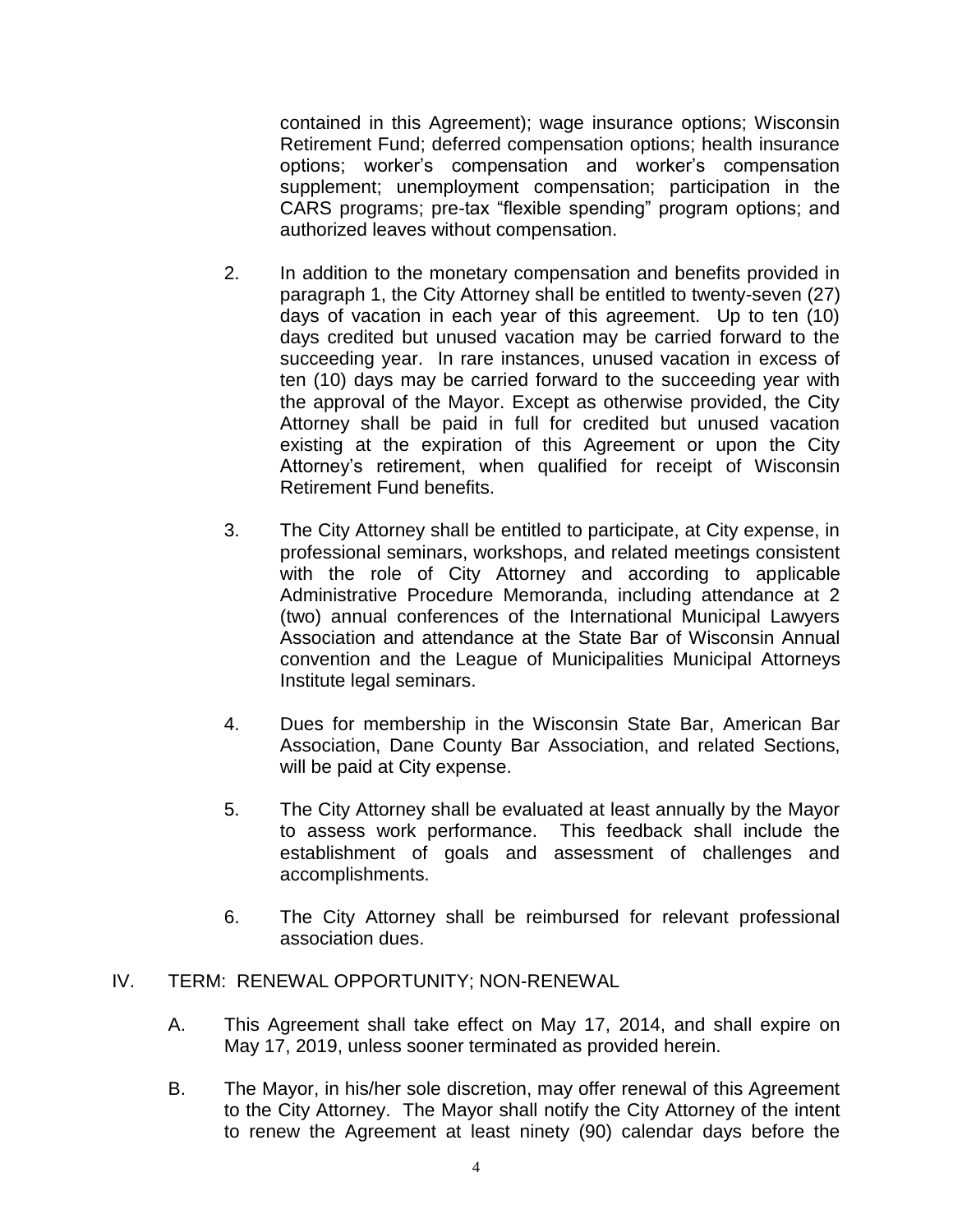contained in this Agreement); wage insurance options; Wisconsin Retirement Fund; deferred compensation options; health insurance options; worker's compensation and worker's compensation supplement; unemployment compensation; participation in the CARS programs; pre-tax "flexible spending" program options; and authorized leaves without compensation.

2. In addition to the monetary compensation and benefits provided in paragraph 1, the City Attorney shall be entitled to twenty-seven (27) days of vacation in each year of this agreement. Up to ten (10) days credited but unused vacation may be carried forward to the succeeding year. In rare instances, unused vacation in excess of ten (10) days may be carried forward to the succeeding year with the approval of the Mayor. Except as otherwise provided, the City Attorney shall be paid in full for credited but unused vacation existing at the expiration of this Agreement or upon the City Attorney's retirement, when qualified for receipt of Wisconsin Retirement Fund benefits.

3. The City Attorney shall be entitled to participate, at City expense, in professional seminars, workshops, and related meetings consistent with the role of City Attorney and according to applicable Administrative Procedure Memoranda, including attendance at 2 (two) annual conferences of the International Municipal Lawyers Association and attendance at the State Bar of Wisconsin Annual convention and the League of Municipalities Municipal Attorneys Institute legal seminars.

4. Dues for membership in the Wisconsin State Bar, American Bar Association, Dane County Bar Association, and related Sections, will be paid at City expense.

5. The City Attorney shall be evaluated at least annually by the Mayor to assess work performance. This feedback shall include the establishment of goals and assessment of challenges and accomplishments.

6. The City Attorney shall be reimbursed for relevant professional association dues.

## IV. TERM: RENEWAL OPPORTUNITY; NON-RENEWAL

A. This Agreement shall take effect on May 17, 2014, and shall expire on May 17, 2019, unless sooner terminated as provided herein.

B. The Mayor, in his/her sole discretion, may offer renewal of this Agreement to the City Attorney. The Mayor shall notify the City Attorney of the intent to renew the Agreement at least ninety (90) calendar days before the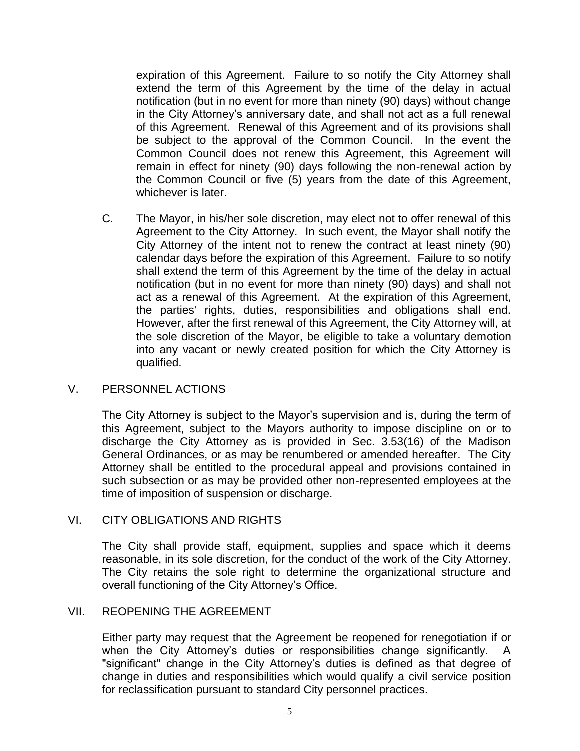expiration of this Agreement. Failure to so notify the City Attorney shall extend the term of this Agreement by the time of the delay in actual notification (but in no event for more than ninety (90) days) without change in the City Attorney's anniversary date, and shall not act as a full renewal of this Agreement. Renewal of this Agreement and of its provisions shall be subject to the approval of the Common Council. In the event the Common Council does not renew this Agreement, this Agreement will remain in effect for ninety (90) days following the non-renewal action by the Common Council or five (5) years from the date of this Agreement, whichever is later.

C. The Mayor, in his/her sole discretion, may elect not to offer renewal of this Agreement to the City Attorney. In such event, the Mayor shall notify the City Attorney of the intent not to renew the contract at least ninety (90) calendar days before the expiration of this Agreement. Failure to so notify shall extend the term of this Agreement by the time of the delay in actual notification (but in no event for more than ninety (90) days) and shall not act as a renewal of this Agreement. At the expiration of this Agreement, the parties' rights, duties, responsibilities and obligations shall end. However, after the first renewal of this Agreement, the City Attorney will, at the sole discretion of the Mayor, be eligible to take a voluntary demotion into any vacant or newly created position for which the City Attorney is qualified.

## V. PERSONNEL ACTIONS

The City Attorney is subject to the Mayor's supervision and is, during the term of this Agreement, subject to the Mayors authority to impose discipline on or to discharge the City Attorney as is provided in Sec. 3.53(16) of the Madison General Ordinances, or as may be renumbered or amended hereafter. The City Attorney shall be entitled to the procedural appeal and provisions contained in such subsection or as may be provided other non-represented employees at the time of imposition of suspension or discharge.

## VI. CITY OBLIGATIONS AND RIGHTS

The City shall provide staff, equipment, supplies and space which it deems reasonable, in its sole discretion, for the conduct of the work of the City Attorney. The City retains the sole right to determine the organizational structure and overall functioning of the City Attorney's Office.

## VII. REOPENING THE AGREEMENT

Either party may request that the Agreement be reopened for renegotiation if or when the City Attorney's duties or responsibilities change significantly. A "significant" change in the City Attorney's duties is defined as that degree of change in duties and responsibilities which would qualify a civil service position for reclassification pursuant to standard City personnel practices.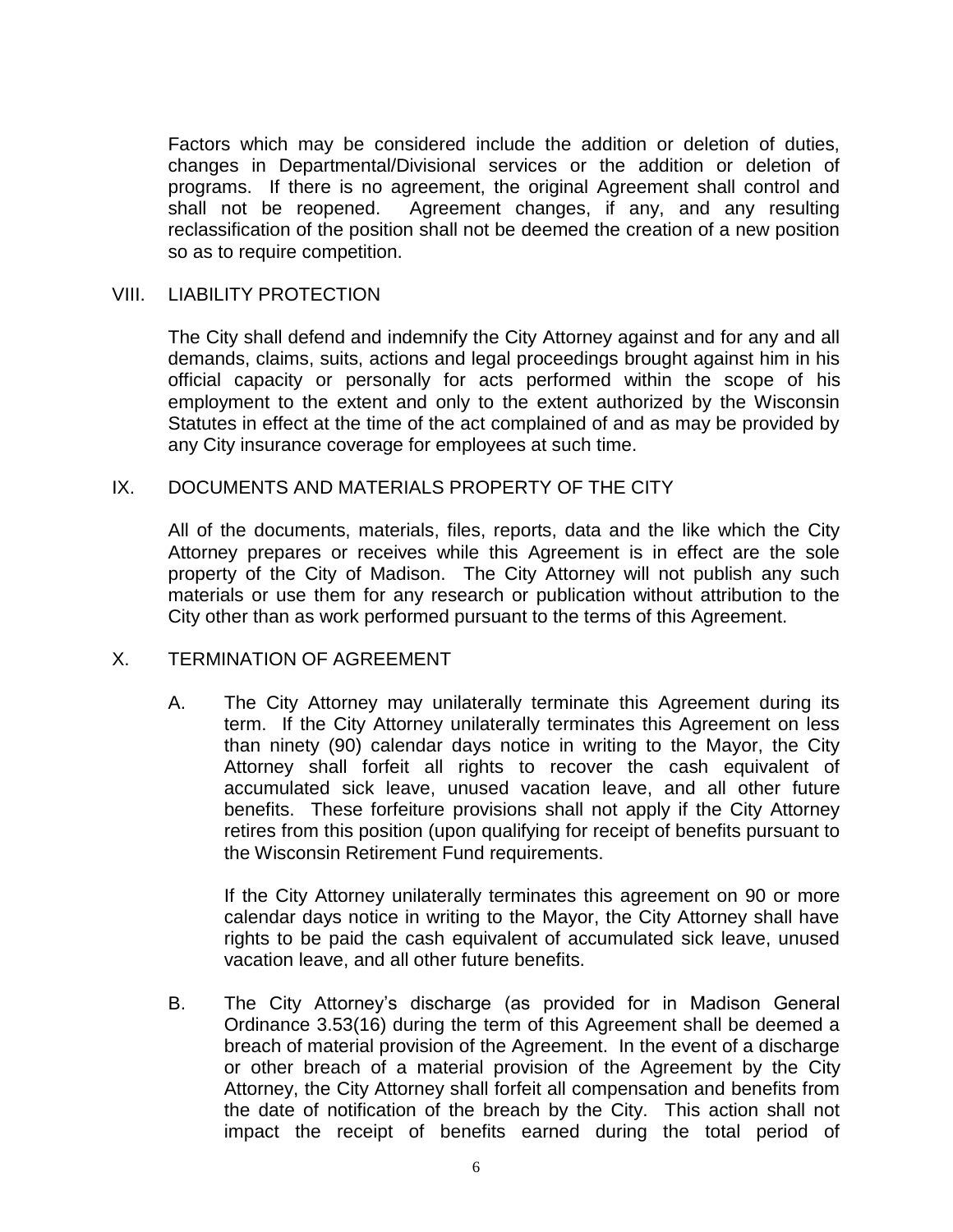Factors which may be considered include the addition or deletion of duties, changes in Departmental/Divisional services or the addition or deletion of programs. If there is no agreement, the original Agreement shall control and shall not be reopened. Agreement changes, if any, and any resulting reclassification of the position shall not be deemed the creation of a new position so as to require competition.

## VIII. LIABILITY PROTECTION

The City shall defend and indemnify the City Attorney against and for any and all demands, claims, suits, actions and legal proceedings brought against him in his official capacity or personally for acts performed within the scope of his employment to the extent and only to the extent authorized by the Wisconsin Statutes in effect at the time of the act complained of and as may be provided by any City insurance coverage for employees at such time.

## IX. DOCUMENTS AND MATERIALS PROPERTY OF THE CITY

All of the documents, materials, files, reports, data and the like which the City Attorney prepares or receives while this Agreement is in effect are the sole property of the City of Madison. The City Attorney will not publish any such materials or use them for any research or publication without attribution to the City other than as work performed pursuant to the terms of this Agreement.

## X. TERMINATION OF AGREEMENT

A. The City Attorney may unilaterally terminate this Agreement during its term. If the City Attorney unilaterally terminates this Agreement on less than ninety (90) calendar days notice in writing to the Mayor, the City Attorney shall forfeit all rights to recover the cash equivalent of accumulated sick leave, unused vacation leave, and all other future benefits. These forfeiture provisions shall not apply if the City Attorney retires from this position (upon qualifying for receipt of benefits pursuant to the Wisconsin Retirement Fund requirements.

   If the City Attorney unilaterally terminates this agreement on 90 or more calendar days notice in writing to the Mayor, the City Attorney shall have rights to be paid the cash equivalent of accumulated sick leave, unused vacation leave, and all other future benefits.

B. The City Attorney's discharge (as provided for in Madison General Ordinance 3.53(16) during the term of this Agreement shall be deemed a breach of material provision of the Agreement. In the event of a discharge or other breach of a material provision of the Agreement by the City Attorney, the City Attorney shall forfeit all compensation and benefits from the date of notification of the breach by the City. This action shall not impact the receipt of benefits earned during the total period of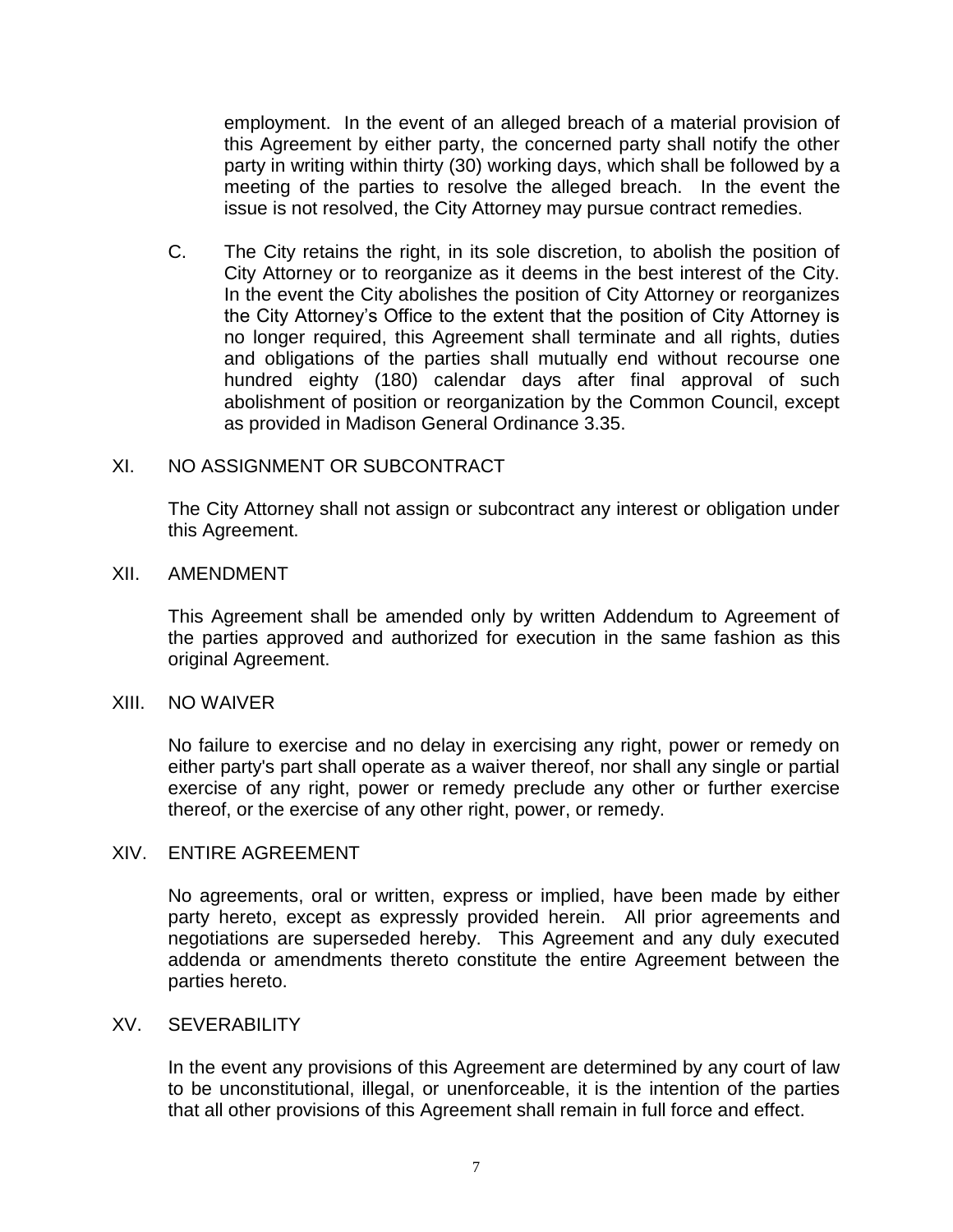employment. In the event of an alleged breach of a material provision of this Agreement by either party, the concerned party shall notify the other party in writing within thirty (30) working days, which shall be followed by a meeting of the parties to resolve the alleged breach. In the event the issue is not resolved, the City Attorney may pursue contract remedies.

C. The City retains the right, in its sole discretion, to abolish the position of City Attorney or to reorganize as it deems in the best interest of the City. In the event the City abolishes the position of City Attorney or reorganizes the City Attorney's Office to the extent that the position of City Attorney is no longer required, this Agreement shall terminate and all rights, duties and obligations of the parties shall mutually end without recourse one hundred eighty (180) calendar days after final approval of such abolishment of position or reorganization by the Common Council, except as provided in Madison General Ordinance 3.35.

## XI. NO ASSIGNMENT OR SUBCONTRACT

The City Attorney shall not assign or subcontract any interest or obligation under this Agreement.

## XII. AMENDMENT

This Agreement shall be amended only by written Addendum to Agreement of the parties approved and authorized for execution in the same fashion as this original Agreement.

## XIII. NO WAIVER

No failure to exercise and no delay in exercising any right, power or remedy on either party's part shall operate as a waiver thereof, nor shall any single or partial exercise of any right, power or remedy preclude any other or further exercise thereof, or the exercise of any other right, power, or remedy.

## XIV. ENTIRE AGREEMENT

No agreements, oral or written, express or implied, have been made by either party hereto, except as expressly provided herein. All prior agreements and negotiations are superseded hereby. This Agreement and any duly executed addenda or amendments thereto constitute the entire Agreement between the parties hereto.

## XV. SEVERABILITY

In the event any provisions of this Agreement are determined by any court of law to be unconstitutional, illegal, or unenforceable, it is the intention of the parties that all other provisions of this Agreement shall remain in full force and effect.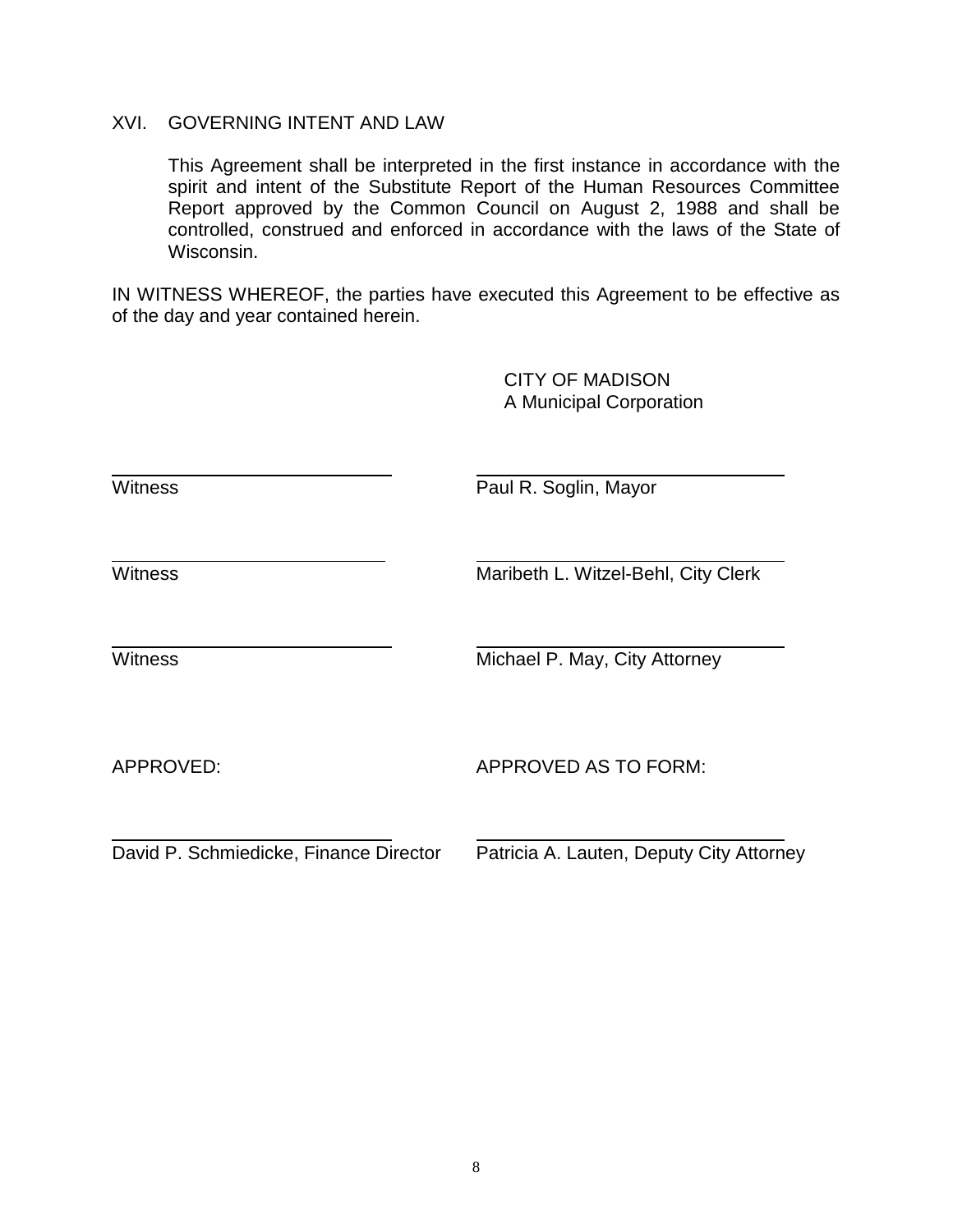## XVI. GOVERNING INTENT AND LAW

This Agreement shall be interpreted in the first instance in accordance with the spirit and intent of the Substitute Report of the Human Resources Committee Report approved by the Common Council on August 2, 1988 and shall be controlled, construed and enforced in accordance with the laws of the State of Wisconsin.

IN WITNESS WHEREOF, the parties have executed this Agreement to be effective as of the day and year contained herein.

CITY OF MADISON
A Municipal Corporation

| | |
|---|---|
| \_\_\_\_\_\_\_\_\_\_\_\_\_\_\_\_\_\_\_\_\_\_\_\_\_\_ | \_\_\_\_\_\_\_\_\_\_\_\_\_\_\_\_\_\_\_\_\_\_\_\_\_\_ |
| Witness | Paul R. Soglin, Mayor |
| \_\_\_\_\_\_\_\_\_\_\_\_\_\_\_\_\_\_\_\_\_\_\_\_\_\_ | \_\_\_\_\_\_\_\_\_\_\_\_\_\_\_\_\_\_\_\_\_\_\_\_\_\_ |
| Witness | Maribeth L. Witzel-Behl, City Clerk |
| \_\_\_\_\_\_\_\_\_\_\_\_\_\_\_\_\_\_\_\_\_\_\_\_\_\_ | \_\_\_\_\_\_\_\_\_\_\_\_\_\_\_\_\_\_\_\_\_\_\_\_\_\_ |
| Witness | Michael P. May, City Attorney |

| | |
|---|---|
| APPROVED: | APPROVED AS TO FORM: |
| \_\_\_\_\_\_\_\_\_\_\_\_\_\_\_\_\_\_\_\_\_\_\_\_\_\_ | \_\_\_\_\_\_\_\_\_\_\_\_\_\_\_\_\_\_\_\_\_\_\_\_\_\_ |
| David P. Schmiedicke, Finance Director | Patricia A. Lauten, Deputy City Attorney |